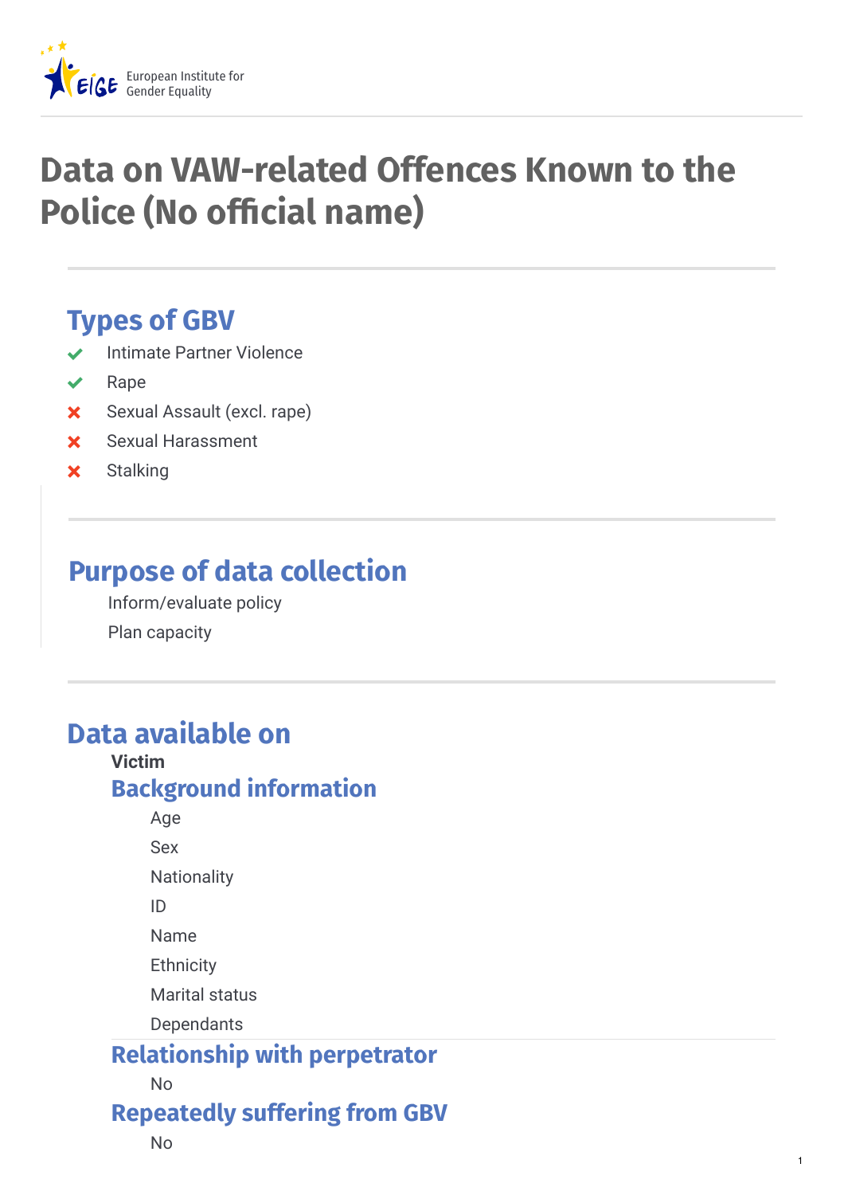# Data on VAW-related Offences Known to the Police (No official name)

## Types of GBV

- ✔ Intimate Partner Violence
- ✔ Rape
- ✘ Sexual Assault (excl. rape)
- ✘ Sexual Harassment
- ✘ Stalking

## Purpose of data collection

Inform/evaluate policy

Plan capacity

## Data available on

**Victim**

### Background information

Age

Sex

Nationality

ID

Name

Ethnicity

Marital status

Dependants

### Relationship with perpetrator

No

### Repeatedly suffering from GBV

No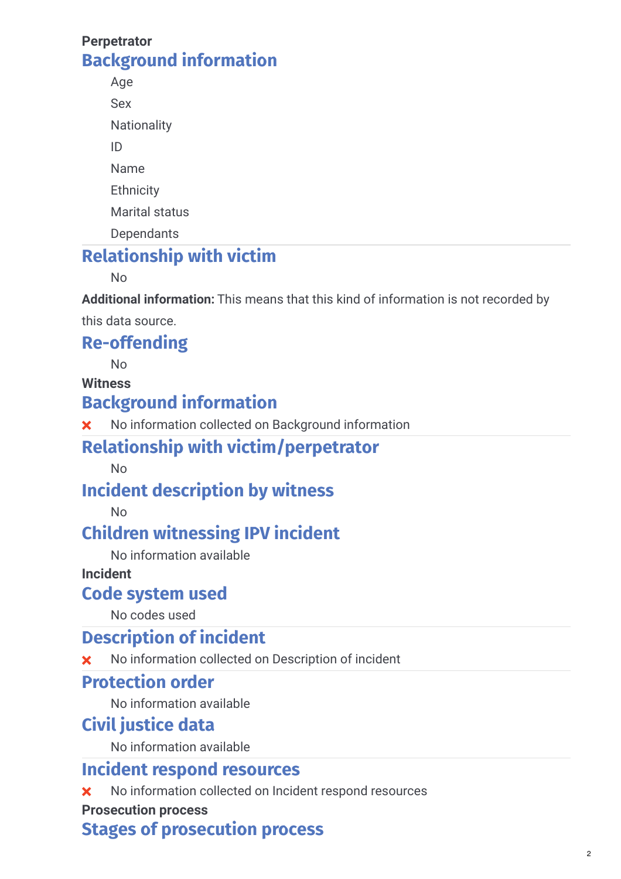**Perpetrator**

## Background information

- Age
- Sex
- Nationality
- ID
- Name
- Ethnicity
- Marital status
- Dependants

## Relationship with victim

No

**Additional information:** This means that this kind of information is not recorded by this data source.

## Re-offending

No

**Witness**

## Background information

✖ No information collected on Background information

## Relationship with victim/perpetrator

No

## Incident description by witness

No

## Children witnessing IPV incident

No information available

**Incident**

## Code system used

No codes used

## Description of incident

✖ No information collected on Description of incident

## Protection order

No information available

## Civil justice data

No information available

## Incident respond resources

✖ No information collected on Incident respond resources

**Prosecution process**

## Stages of prosecution process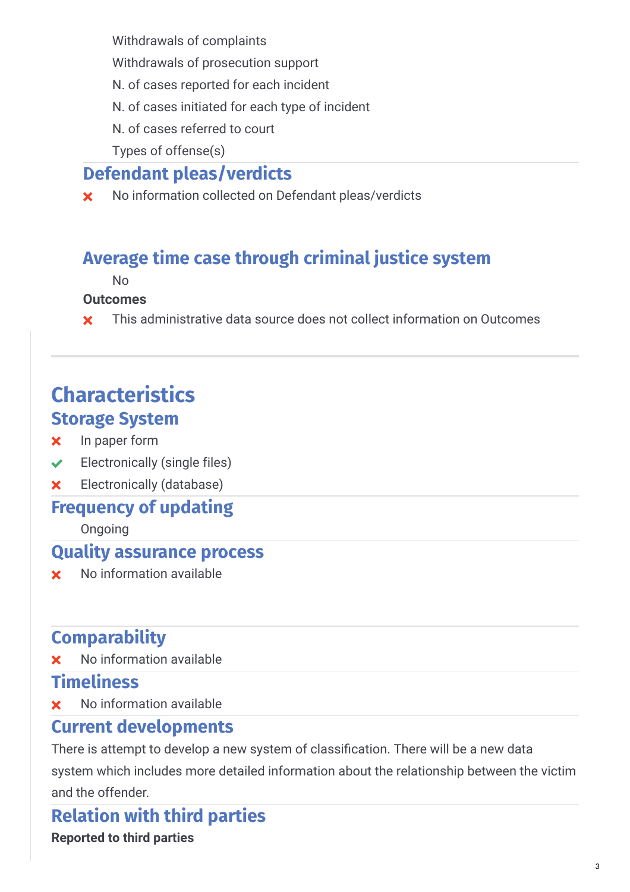Withdrawals of complaints

Withdrawals of prosecution support

N. of cases reported for each incident

N. of cases initiated for each type of incident

N. of cases referred to court

Types of offense(s)

### Defendant pleas/verdicts

- ✗ No information collected on Defendant pleas/verdicts

### Average time case through criminal justice system

No

**Outcomes**

- ✗ This administrative data source does not collect information on Outcomes

## Characteristics

### Storage System

- ✗ In paper form
- ✓ Electronically (single files)
- ✗ Electronically (database)

### Frequency of updating

Ongoing

### Quality assurance process

- ✗ No information available

### Comparability

- ✗ No information available

### Timeliness

- ✗ No information available

### Current developments

There is attempt to develop a new system of classification. There will be a new data system which includes more detailed information about the relationship between the victim and the offender.

### Relation with third parties

**Reported to third parties**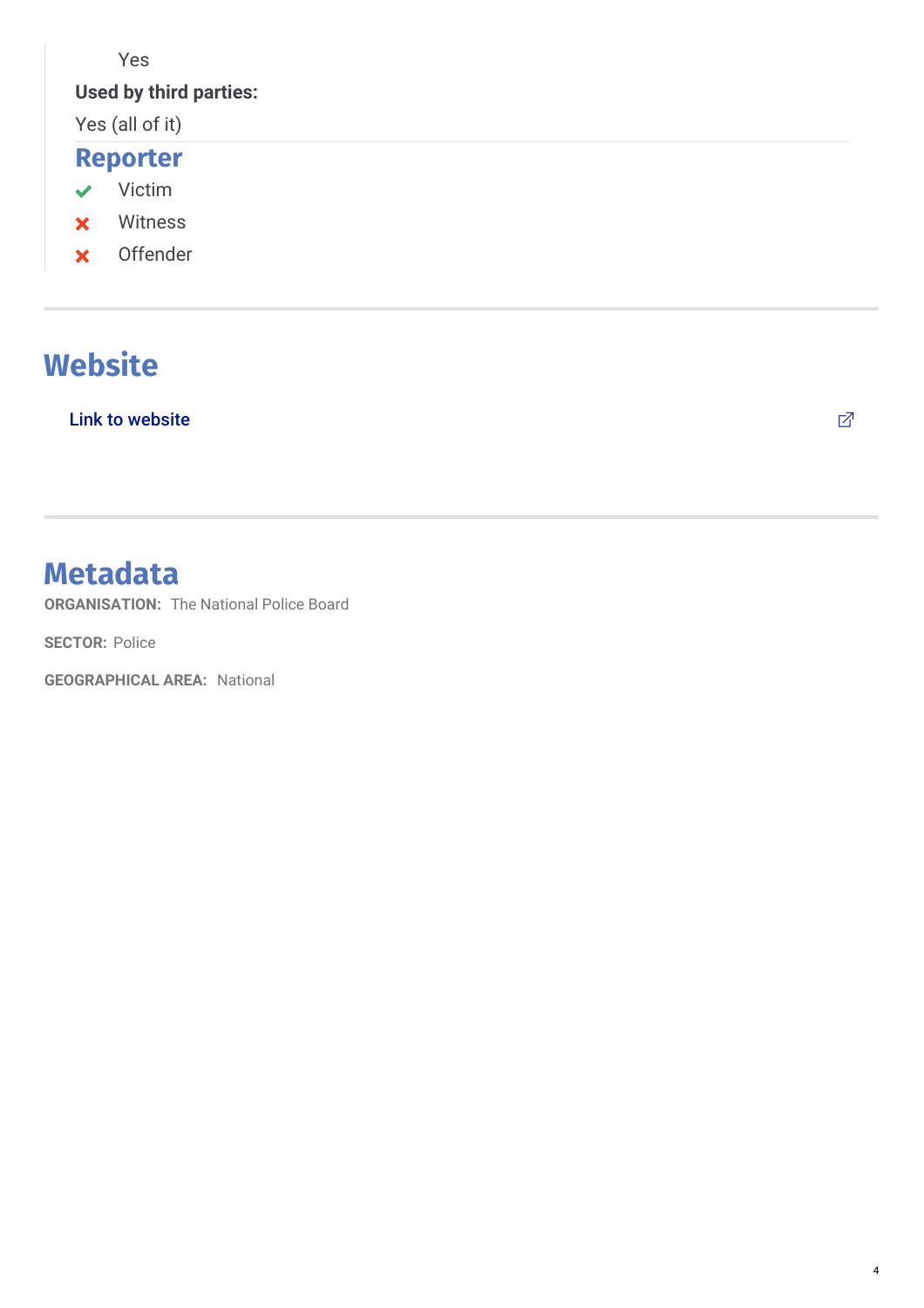Yes

**Used by third parties:**

Yes (all of it)

## Reporter

- ✔ Victim
- ✘ Witness
- ✘ Offender

# Website

Link to website

# Metadata

**ORGANISATION:** The National Police Board

**SECTOR:** Police

**GEOGRAPHICAL AREA:** National